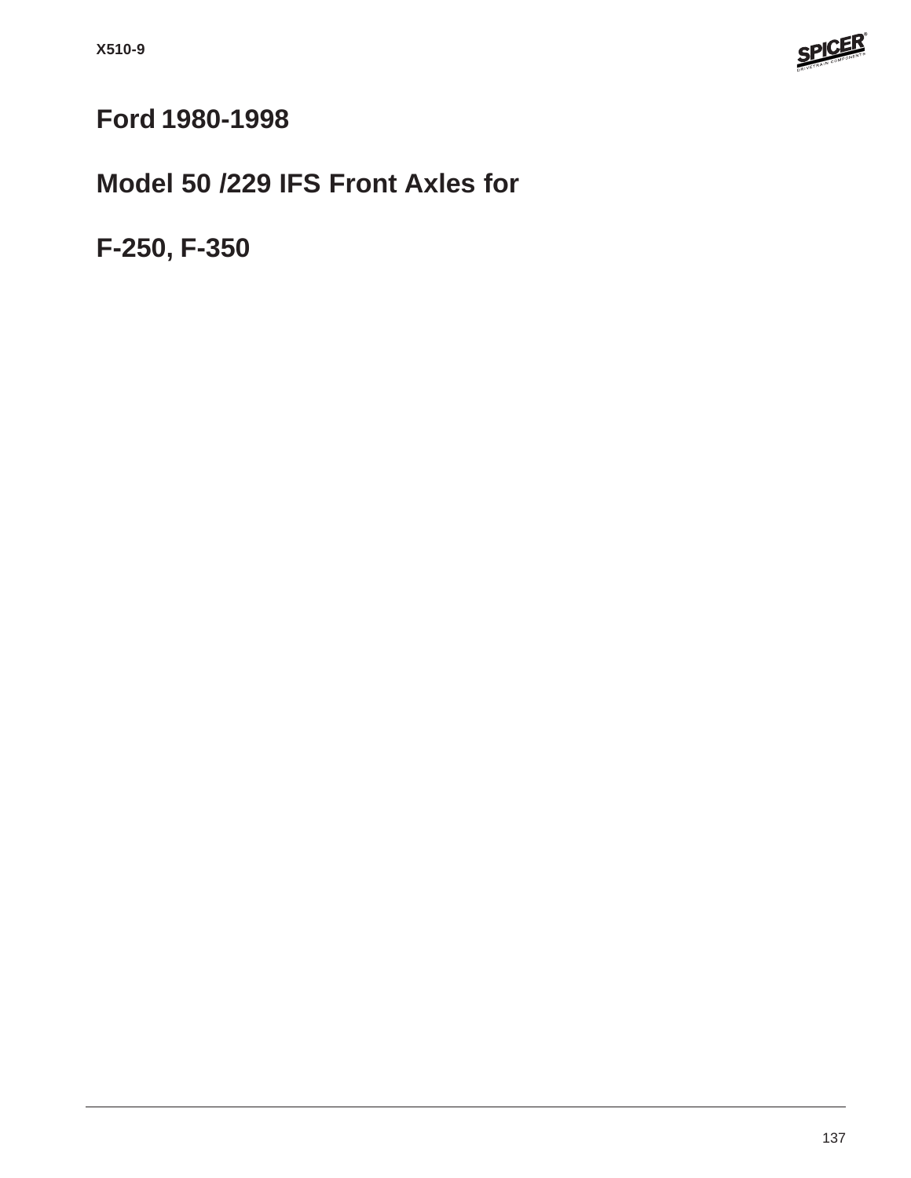# Ford 1980-1998

# Model 50 /229 IFS Front Axles for

# F-250, F-350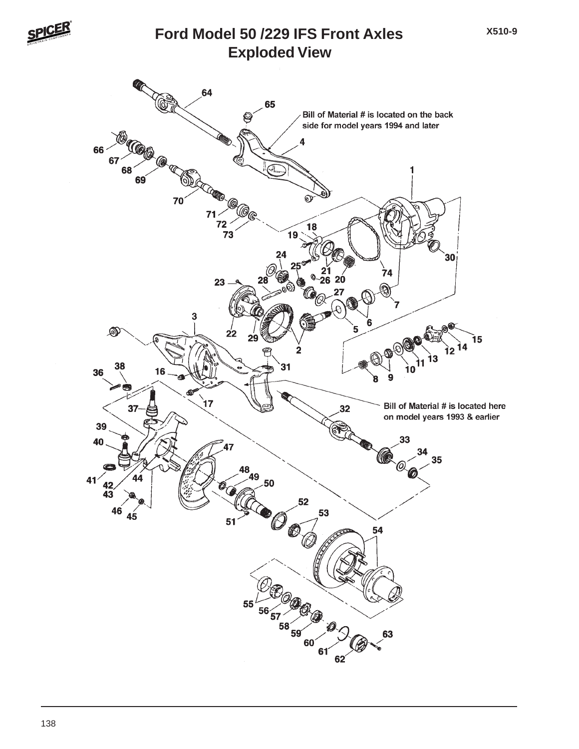# Ford Model 50 /229 IFS Front Axles
## Exploded View

X510-9

Bill of Material # is located on the back side for model years 1994 and later

Bill of Material # is located here on model years 1993 & earlier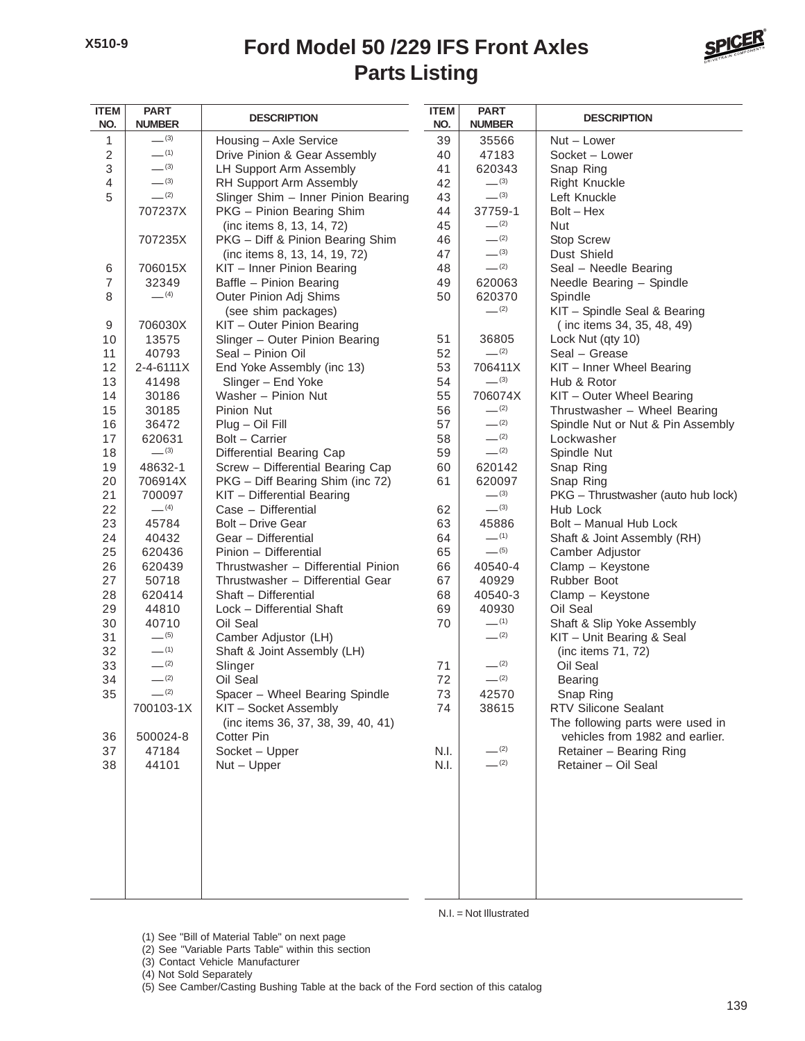# Ford Model 50 /229 IFS Front Axles
## Parts Listing

| ITEM NO. | PART NUMBER | DESCRIPTION |
|---|---|---|
| 1 | — (3) | Housing – Axle Service |
| 2 | — (1) | Drive Pinion & Gear Assembly |
| 3 | — (3) | LH Support Arm Assembly |
| 4 | — (3) | RH Support Arm Assembly |
| 5 | — (2) | Slinger Shim – Inner Pinion Bearing |
| | 707237X | PKG – Pinion Bearing Shim (inc items 8, 13, 14, 72) |
| | 707235X | PKG – Diff & Pinion Bearing Shim (inc items 8, 13, 14, 19, 72) |
| 6 | 706015X | KIT – Inner Pinion Bearing |
| 7 | 32349 | Baffle – Pinion Bearing |
| 8 | — (4) | Outer Pinion Adj Shims (see shim packages) |
| 9 | 706030X | KIT – Outer Pinion Bearing |
| 10 | 13575 | Slinger – Outer Pinion Bearing |
| 11 | 40793 | Seal – Pinion Oil |
| 12 | 2-4-6111X | End Yoke Assembly (inc 13) |
| 13 | 41498 | Slinger – End Yoke |
| 14 | 30186 | Washer – Pinion Nut |
| 15 | 30185 | Pinion Nut |
| 16 | 36472 | Plug – Oil Fill |
| 17 | 620631 | Bolt – Carrier |
| 18 | — (3) | Differential Bearing Cap |
| 19 | 48632-1 | Screw – Differential Bearing Cap |
| 20 | 706914X | PKG – Diff Bearing Shim (inc 72) |
| 21 | 700097 | KIT – Differential Bearing |
| 22 | — (4) | Case – Differential |
| 23 | 45784 | Bolt – Drive Gear |
| 24 | 40432 | Gear – Differential |
| 25 | 620436 | Pinion – Differential |
| 26 | 620439 | Thrustwasher – Differential Pinion |
| 27 | 50718 | Thrustwasher – Differential Gear |
| 28 | 620414 | Shaft – Differential |
| 29 | 44810 | Lock – Differential Shaft |
| 30 | 40710 | Oil Seal |
| 31 | — (5) | Camber Adjustor (LH) |
| 32 | — (1) | Shaft & Joint Assembly (LH) |
| 33 | — (2) | Slinger |
| 34 | — (2) | Oil Seal |
| 35 | — (2) | Spacer – Wheel Bearing Spindle |
| | 700103-1X | KIT – Socket Assembly (inc items 36, 37, 38, 39, 40, 41) |
| 36 | 500024-8 | Cotter Pin |
| 37 | 47184 | Socket – Upper |
| 38 | 44101 | Nut – Upper |
| 39 | 35566 | Nut – Lower |
| 40 | 47183 | Socket – Lower |
| 41 | 620343 | Snap Ring |
| 42 | — (3) | Right Knuckle |
| 43 | — (3) | Left Knuckle |
| 44 | 37759-1 | Bolt – Hex |
| 45 | — (2) | Nut |
| 46 | — (2) | Stop Screw |
| 47 | — (3) | Dust Shield |
| 48 | — (2) | Seal – Needle Bearing |
| 49 | 620063 | Needle Bearing – Spindle |
| 50 | 620370 | Spindle |
| | — (2) | KIT – Spindle Seal & Bearing ( inc items 34, 35, 48, 49) |
| 51 | 36805 | Lock Nut (qty 10) |
| 52 | — (2) | Seal – Grease |
| 53 | 706411X | KIT – Inner Wheel Bearing |
| 54 | — (3) | Hub & Rotor |
| 55 | 706074X | KIT – Outer Wheel Bearing |
| 56 | — (2) | Thrustwasher – Wheel Bearing |
| 57 | — (2) | Spindle Nut or Nut & Pin Assembly |
| 58 | — (2) | Lockwasher |
| 59 | — (2) | Spindle Nut |
| 60 | 620142 | Snap Ring |
| 61 | 620097 | Snap Ring |
| | — (3) | PKG – Thrustwasher (auto hub lock) |
| 62 | — (3) | Hub Lock |
| 63 | 45886 | Bolt – Manual Hub Lock |
| 64 | — (1) | Shaft & Joint Assembly (RH) |
| 65 | — (5) | Camber Adjustor |
| 66 | 40540-4 | Clamp – Keystone |
| 67 | 40929 | Rubber Boot |
| 68 | 40540-3 | Clamp – Keystone |
| 69 | 40930 | Oil Seal |
| 70 | — (1) | Shaft & Slip Yoke Assembly |
| | — (2) | KIT – Unit Bearing & Seal (inc items 71, 72) |
| 71 | — (2) | Oil Seal |
| 72 | — (2) | Bearing |
| 73 | 42570 | Snap Ring |
| 74 | 38615 | RTV Silicone Sealant |
| | | The following parts were used in vehicles from 1982 and earlier. |
| N.I. | — (2) | Retainer – Bearing Ring |
| N.I. | — (2) | Retainer – Oil Seal |

N.I. = Not Illustrated

(1) See "Bill of Material Table" on next page
(2) See "Variable Parts Table" within this section
(3) Contact Vehicle Manufacturer
(4) Not Sold Separately
(5) See Camber/Casting Bushing Table at the back of the Ford section of this catalog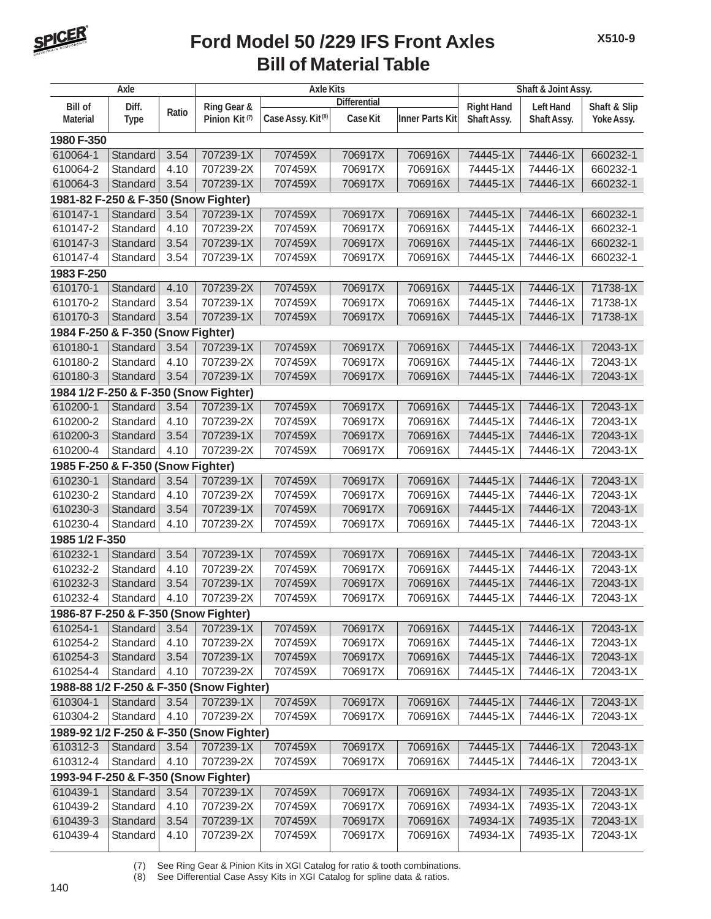# Ford Model 50 /229 IFS Front Axles
## Bill of Material Table

| Axle | | | Axle Kits | | | | Shaft & Joint Assy. | | |
|---|---|---|---|---|---|---|---|---|---|
| | | | | Differential | | | | | |
| Bill of Material | Diff. Type | Ratio | Ring Gear & Pinion Kit (7) | Case Assy. Kit (8) | Case Kit | Inner Parts Kit | Right Hand Shaft Assy. | Left Hand Shaft Assy. | Shaft & Slip Yoke Assy. |
| **1980 F-350** | | | | | | | | | |
| 610064-1 | Standard | 3.54 | 707239-1X | 707459X | 706917X | 706916X | 74445-1X | 74446-1X | 660232-1 |
| 610064-2 | Standard | 4.10 | 707239-2X | 707459X | 706917X | 706916X | 74445-1X | 74446-1X | 660232-1 |
| 610064-3 | Standard | 3.54 | 707239-1X | 707459X | 706917X | 706916X | 74445-1X | 74446-1X | 660232-1 |
| **1981-82 F-250 & F-350 (Snow Fighter)** | | | | | | | | | |
| 610147-1 | Standard | 3.54 | 707239-1X | 707459X | 706917X | 706916X | 74445-1X | 74446-1X | 660232-1 |
| 610147-2 | Standard | 4.10 | 707239-2X | 707459X | 706917X | 706916X | 74445-1X | 74446-1X | 660232-1 |
| 610147-3 | Standard | 3.54 | 707239-1X | 707459X | 706917X | 706916X | 74445-1X | 74446-1X | 660232-1 |
| 610147-4 | Standard | 3.54 | 707239-1X | 707459X | 706917X | 706916X | 74445-1X | 74446-1X | 660232-1 |
| **1983 F-250** | | | | | | | | | |
| 610170-1 | Standard | 4.10 | 707239-2X | 707459X | 706917X | 706916X | 74445-1X | 74446-1X | 71738-1X |
| 610170-2 | Standard | 3.54 | 707239-1X | 707459X | 706917X | 706916X | 74445-1X | 74446-1X | 71738-1X |
| 610170-3 | Standard | 3.54 | 707239-1X | 707459X | 706917X | 706916X | 74445-1X | 74446-1X | 71738-1X |
| **1984 F-250 & F-350 (Snow Fighter)** | | | | | | | | | |
| 610180-1 | Standard | 3.54 | 707239-1X | 707459X | 706917X | 706916X | 74445-1X | 74446-1X | 72043-1X |
| 610180-2 | Standard | 4.10 | 707239-2X | 707459X | 706917X | 706916X | 74445-1X | 74446-1X | 72043-1X |
| 610180-3 | Standard | 3.54 | 707239-1X | 707459X | 706917X | 706916X | 74445-1X | 74446-1X | 72043-1X |
| **1984 1/2 F-250 & F-350 (Snow Fighter)** | | | | | | | | | |
| 610200-1 | Standard | 3.54 | 707239-1X | 707459X | 706917X | 706916X | 74445-1X | 74446-1X | 72043-1X |
| 610200-2 | Standard | 4.10 | 707239-2X | 707459X | 706917X | 706916X | 74445-1X | 74446-1X | 72043-1X |
| 610200-3 | Standard | 3.54 | 707239-1X | 707459X | 706917X | 706916X | 74445-1X | 74446-1X | 72043-1X |
| 610200-4 | Standard | 4.10 | 707239-2X | 707459X | 706917X | 706916X | 74445-1X | 74446-1X | 72043-1X |
| **1985 F-250 & F-350 (Snow Fighter)** | | | | | | | | | |
| 610230-1 | Standard | 3.54 | 707239-1X | 707459X | 706917X | 706916X | 74445-1X | 74446-1X | 72043-1X |
| 610230-2 | Standard | 4.10 | 707239-2X | 707459X | 706917X | 706916X | 74445-1X | 74446-1X | 72043-1X |
| 610230-3 | Standard | 3.54 | 707239-1X | 707459X | 706917X | 706916X | 74445-1X | 74446-1X | 72043-1X |
| 610230-4 | Standard | 4.10 | 707239-2X | 707459X | 706917X | 706916X | 74445-1X | 74446-1X | 72043-1X |
| **1985 1/2 F-350** | | | | | | | | | |
| 610232-1 | Standard | 3.54 | 707239-1X | 707459X | 706917X | 706916X | 74445-1X | 74446-1X | 72043-1X |
| 610232-2 | Standard | 4.10 | 707239-2X | 707459X | 706917X | 706916X | 74445-1X | 74446-1X | 72043-1X |
| 610232-3 | Standard | 3.54 | 707239-1X | 707459X | 706917X | 706916X | 74445-1X | 74446-1X | 72043-1X |
| 610232-4 | Standard | 4.10 | 707239-2X | 707459X | 706917X | 706916X | 74445-1X | 74446-1X | 72043-1X |
| **1986-87 F-250 & F-350 (Snow Fighter)** | | | | | | | | | |
| 610254-1 | Standard | 3.54 | 707239-1X | 707459X | 706917X | 706916X | 74445-1X | 74446-1X | 72043-1X |
| 610254-2 | Standard | 4.10 | 707239-2X | 707459X | 706917X | 706916X | 74445-1X | 74446-1X | 72043-1X |
| 610254-3 | Standard | 3.54 | 707239-1X | 707459X | 706917X | 706916X | 74445-1X | 74446-1X | 72043-1X |
| 610254-4 | Standard | 4.10 | 707239-2X | 707459X | 706917X | 706916X | 74445-1X | 74446-1X | 72043-1X |
| **1988-88 1/2 F-250 & F-350 (Snow Fighter)** | | | | | | | | | |
| 610304-1 | Standard | 3.54 | 707239-1X | 707459X | 706917X | 706916X | 74445-1X | 74446-1X | 72043-1X |
| 610304-2 | Standard | 4.10 | 707239-2X | 707459X | 706917X | 706916X | 74445-1X | 74446-1X | 72043-1X |
| **1989-92 1/2 F-250 & F-350 (Snow Fighter)** | | | | | | | | | |
| 610312-3 | Standard | 3.54 | 707239-1X | 707459X | 706917X | 706916X | 74445-1X | 74446-1X | 72043-1X |
| 610312-4 | Standard | 4.10 | 707239-2X | 707459X | 706917X | 706916X | 74445-1X | 74446-1X | 72043-1X |
| **1993-94 F-250 & F-350 (Snow Fighter)** | | | | | | | | | |
| 610439-1 | Standard | 3.54 | 707239-1X | 707459X | 706917X | 706916X | 74934-1X | 74935-1X | 72043-1X |
| 610439-2 | Standard | 4.10 | 707239-2X | 707459X | 706917X | 706916X | 74934-1X | 74935-1X | 72043-1X |
| 610439-3 | Standard | 3.54 | 707239-1X | 707459X | 706917X | 706916X | 74934-1X | 74935-1X | 72043-1X |
| 610439-4 | Standard | 4.10 | 707239-2X | 707459X | 706917X | 706916X | 74934-1X | 74935-1X | 72043-1X |

(7) See Ring Gear & Pinion Kits in XGI Catalog for ratio & tooth combinations.
(8) See Differential Case Assy Kits in XGI Catalog for spline data & ratios.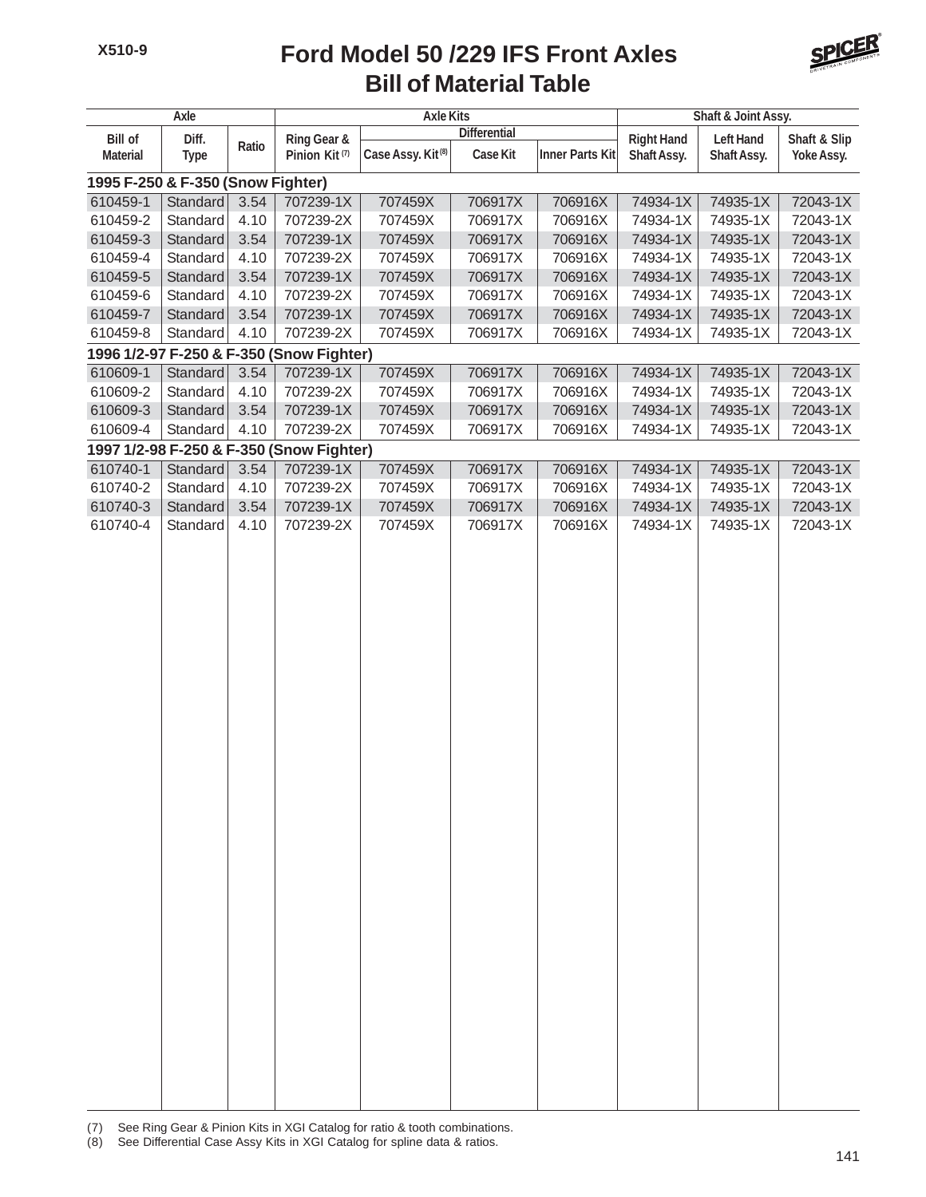# Ford Model 50 /229 IFS Front Axles
## Bill of Material Table

| Axle | | | Axle Kits | | | | Shaft & Joint Assy. | | |
|---|---|---|---|---|---|---|---|---|---|
| | | | | Differential | | | | | |
| Bill of Material | Diff. Type | Ratio | Ring Gear & Pinion Kit (7) | Case Assy. Kit (8) | Case Kit | Inner Parts Kit | Right Hand Shaft Assy. | Left Hand Shaft Assy. | Shaft & Slip Yoke Assy. |
| **1995 F-250 & F-350 (Snow Fighter)** | | | | | | | | | |
| 610459-1 | Standard | 3.54 | 707239-1X | 707459X | 706917X | 706916X | 74934-1X | 74935-1X | 72043-1X |
| 610459-2 | Standard | 4.10 | 707239-2X | 707459X | 706917X | 706916X | 74934-1X | 74935-1X | 72043-1X |
| 610459-3 | Standard | 3.54 | 707239-1X | 707459X | 706917X | 706916X | 74934-1X | 74935-1X | 72043-1X |
| 610459-4 | Standard | 4.10 | 707239-2X | 707459X | 706917X | 706916X | 74934-1X | 74935-1X | 72043-1X |
| 610459-5 | Standard | 3.54 | 707239-1X | 707459X | 706917X | 706916X | 74934-1X | 74935-1X | 72043-1X |
| 610459-6 | Standard | 4.10 | 707239-2X | 707459X | 706917X | 706916X | 74934-1X | 74935-1X | 72043-1X |
| 610459-7 | Standard | 3.54 | 707239-1X | 707459X | 706917X | 706916X | 74934-1X | 74935-1X | 72043-1X |
| 610459-8 | Standard | 4.10 | 707239-2X | 707459X | 706917X | 706916X | 74934-1X | 74935-1X | 72043-1X |
| **1996 1/2-97 F-250 & F-350 (Snow Fighter)** | | | | | | | | | |
| 610609-1 | Standard | 3.54 | 707239-1X | 707459X | 706917X | 706916X | 74934-1X | 74935-1X | 72043-1X |
| 610609-2 | Standard | 4.10 | 707239-2X | 707459X | 706917X | 706916X | 74934-1X | 74935-1X | 72043-1X |
| 610609-3 | Standard | 3.54 | 707239-1X | 707459X | 706917X | 706916X | 74934-1X | 74935-1X | 72043-1X |
| 610609-4 | Standard | 4.10 | 707239-2X | 707459X | 706917X | 706916X | 74934-1X | 74935-1X | 72043-1X |
| **1997 1/2-98 F-250 & F-350 (Snow Fighter)** | | | | | | | | | |
| 610740-1 | Standard | 3.54 | 707239-1X | 707459X | 706917X | 706916X | 74934-1X | 74935-1X | 72043-1X |
| 610740-2 | Standard | 4.10 | 707239-2X | 707459X | 706917X | 706916X | 74934-1X | 74935-1X | 72043-1X |
| 610740-3 | Standard | 3.54 | 707239-1X | 707459X | 706917X | 706916X | 74934-1X | 74935-1X | 72043-1X |
| 610740-4 | Standard | 4.10 | 707239-2X | 707459X | 706917X | 706916X | 74934-1X | 74935-1X | 72043-1X |

(7) See Ring Gear & Pinion Kits in XGI Catalog for ratio & tooth combinations.
(8) See Differential Case Assy Kits in XGI Catalog for spline data & ratios.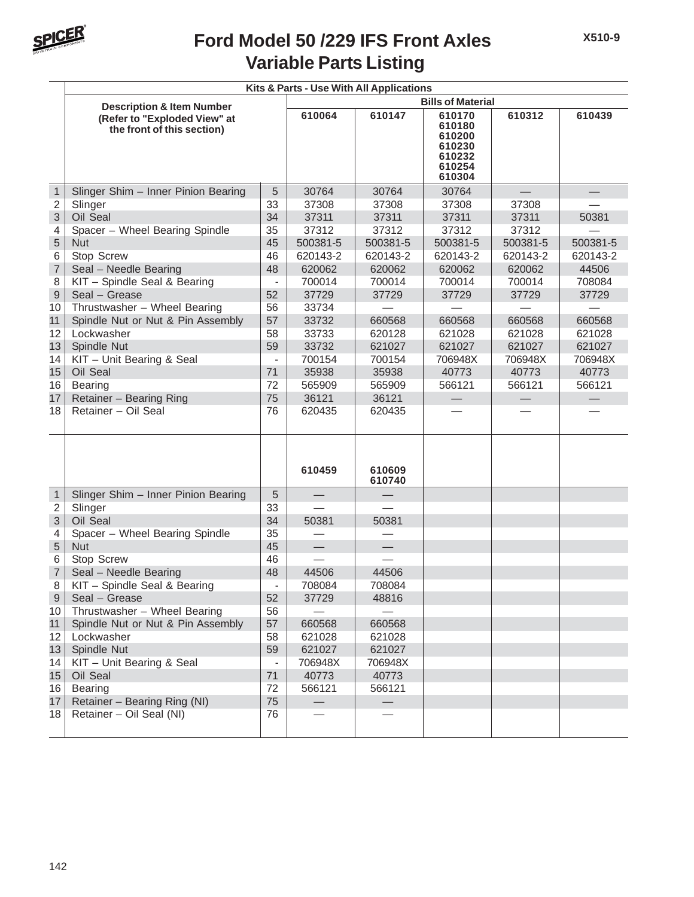# Ford Model 50 /229 IFS Front Axles
## Variable Parts Listing

X510-9

| | Kits & Parts - Use With All Applications | | | | | | |
|---|---|---|---|---|---|---|---|
| | Description & Item Number (Refer to "Exploded View" at the front of this section) | | Bills of Material | | | | |
| | | | 610064 | 610147 | 610170 610180 610200 610230 610232 610254 610304 | 610312 | 610439 |
| 1 | Slinger Shim – Inner Pinion Bearing | 5 | 30764 | 30764 | 30764 | — | — |
| 2 | Slinger | 33 | 37308 | 37308 | 37308 | 37308 | — |
| 3 | Oil Seal | 34 | 37311 | 37311 | 37311 | 37311 | 50381 |
| 4 | Spacer – Wheel Bearing Spindle | 35 | 37312 | 37312 | 37312 | 37312 | — |
| 5 | Nut | 45 | 500381-5 | 500381-5 | 500381-5 | 500381-5 | 500381-5 |
| 6 | Stop Screw | 46 | 620143-2 | 620143-2 | 620143-2 | 620143-2 | 620143-2 |
| 7 | Seal – Needle Bearing | 48 | 620062 | 620062 | 620062 | 620062 | 44506 |
| 8 | KIT – Spindle Seal & Bearing | - | 700014 | 700014 | 700014 | 700014 | 708084 |
| 9 | Seal – Grease | 52 | 37729 | 37729 | 37729 | 37729 | 37729 |
| 10 | Thrustwasher – Wheel Bearing | 56 | 33734 | — | — | — | — |
| 11 | Spindle Nut or Nut & Pin Assembly | 57 | 33732 | 660568 | 660568 | 660568 | 660568 |
| 12 | Lockwasher | 58 | 33733 | 620128 | 621028 | 621028 | 621028 |
| 13 | Spindle Nut | 59 | 33732 | 621027 | 621027 | 621027 | 621027 |
| 14 | KIT – Unit Bearing & Seal | - | 700154 | 700154 | 706948X | 706948X | 706948X |
| 15 | Oil Seal | 71 | 35938 | 35938 | 40773 | 40773 | 40773 |
| 16 | Bearing | 72 | 565909 | 565909 | 566121 | 566121 | 566121 |
| 17 | Retainer – Bearing Ring | 75 | 36121 | 36121 | — | — | — |
| 18 | Retainer – Oil Seal | 76 | 620435 | 620435 | — | — | — |
| | | | 610459 | 610609 610740 | | | |
| 1 | Slinger Shim – Inner Pinion Bearing | 5 | — | — | | | |
| 2 | Slinger | 33 | — | — | | | |
| 3 | Oil Seal | 34 | 50381 | 50381 | | | |
| 4 | Spacer – Wheel Bearing Spindle | 35 | — | — | | | |
| 5 | Nut | 45 | — | — | | | |
| 6 | Stop Screw | 46 | — | — | | | |
| 7 | Seal – Needle Bearing | 48 | 44506 | 44506 | | | |
| 8 | KIT – Spindle Seal & Bearing | - | 708084 | 708084 | | | |
| 9 | Seal – Grease | 52 | 37729 | 48816 | | | |
| 10 | Thrustwasher – Wheel Bearing | 56 | — | — | | | |
| 11 | Spindle Nut or Nut & Pin Assembly | 57 | 660568 | 660568 | | | |
| 12 | Lockwasher | 58 | 621028 | 621028 | | | |
| 13 | Spindle Nut | 59 | 621027 | 621027 | | | |
| 14 | KIT – Unit Bearing & Seal | - | 706948X | 706948X | | | |
| 15 | Oil Seal | 71 | 40773 | 40773 | | | |
| 16 | Bearing | 72 | 566121 | 566121 | | | |
| 17 | Retainer – Bearing Ring (NI) | 75 | — | — | | | |
| 18 | Retainer – Oil Seal (NI) | 76 | — | — | | | |